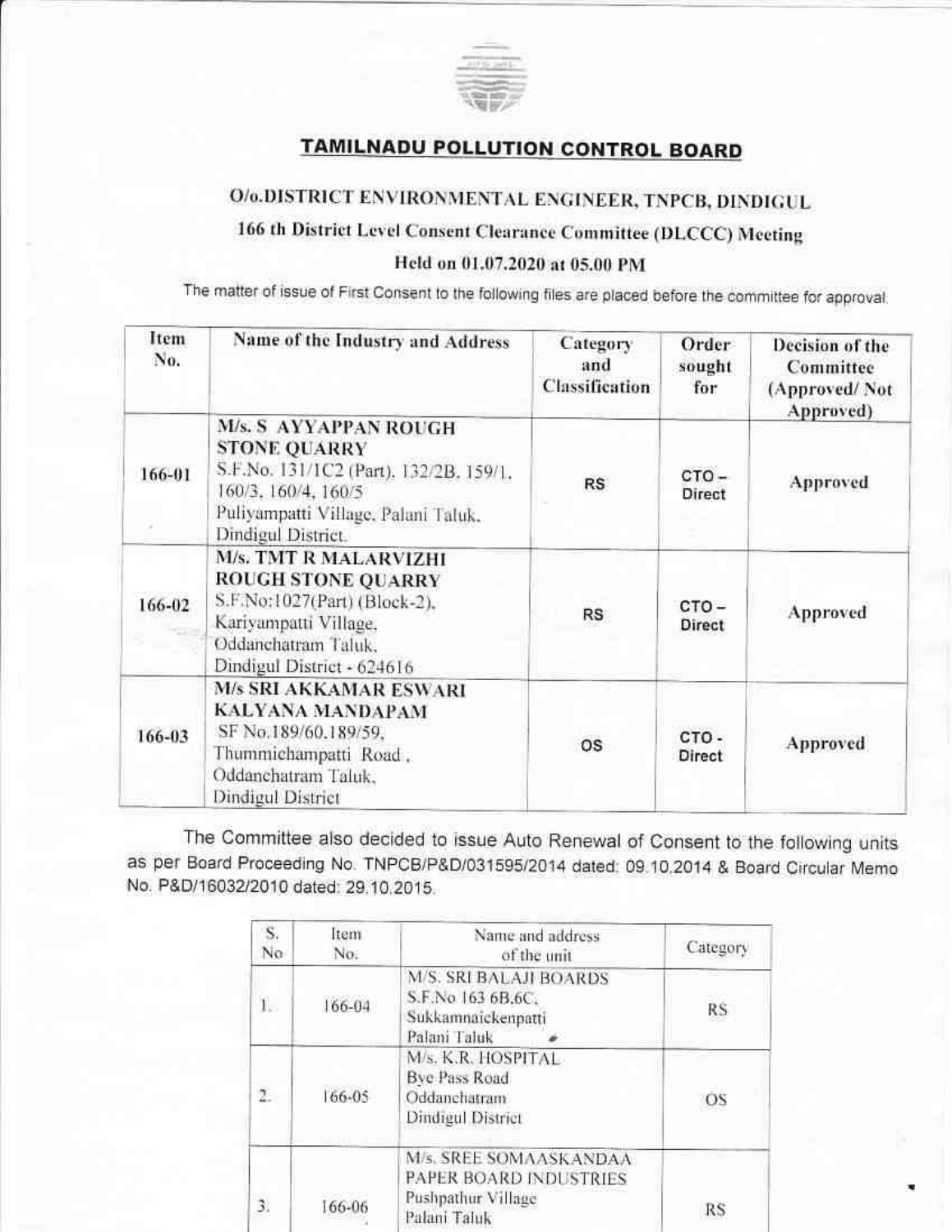# TAMILNADU POLLUTION CONTROL BOARD

## O/o.DISTRICT ENVIRONMENTAL ENGINEER, TNPCB, DINDIGUL

### 166 th District Level Consent Clearance Committee (DLCCC) Meeting

### Held on 01.07.2020 at 05.00 PM

The matter of issue of First Consent to the following files are placed before the committee for approval.

| Item No. | Name of the Industry and Address | Category and Classification | Order sought for | Decision of the Committee (Approved/ Not Approved) |
|---|---|---|---|---|
| 166-01 | **M/s. S AYYAPPAN ROUGH STONE QUARRY** S.F.No. 131/1C2 (Part), 132/2B, 159/1, 160/3, 160/4, 160/5 Puliyampatti Village, Palani Taluk, Dindigul District. | RS | CTO – Direct | Approved |
| 166-02 | **M/s. TMT R MALARVIZHI ROUGH STONE QUARRY** S.F.No:1027(Part) (Block-2), Kariyampatti Village, Oddanchatram Taluk, Dindigul District - 624616 | RS | CTO – Direct | Approved |
| 166-03 | **M/s SRI AKKAMAR ESWARI KALYANA MANDAPAM** SF No.189/60,189/59, Thummichampatti Road , Oddanchatram Taluk, Dindigul District | OS | CTO - Direct | Approved |

The Committee also decided to issue Auto Renewal of Consent to the following units as per Board Proceeding No. TNPCB/P&D/031595/2014 dated: 09.10.2014 & Board Circular Memo No. P&D/16032/2010 dated: 29.10.2015.

| S. No | Item No. | Name and address of the unit | Category |
|---|---|---|---|
| 1. | 166-04 | M/S. SRI BALAJI BOARDS S.F.No 163 6B,6C, Sukkamnaickenpatti Palani Taluk | RS |
| 2. | 166-05 | M/s. K.R. HOSPITAL Bye Pass Road Oddanchatram Dindigul District | OS |
| 3. | 166-06 | M/s. SREE SOMAASKANDAA PAPER BOARD INDUSTRIES Pushpathur Village Palani Taluk | RS |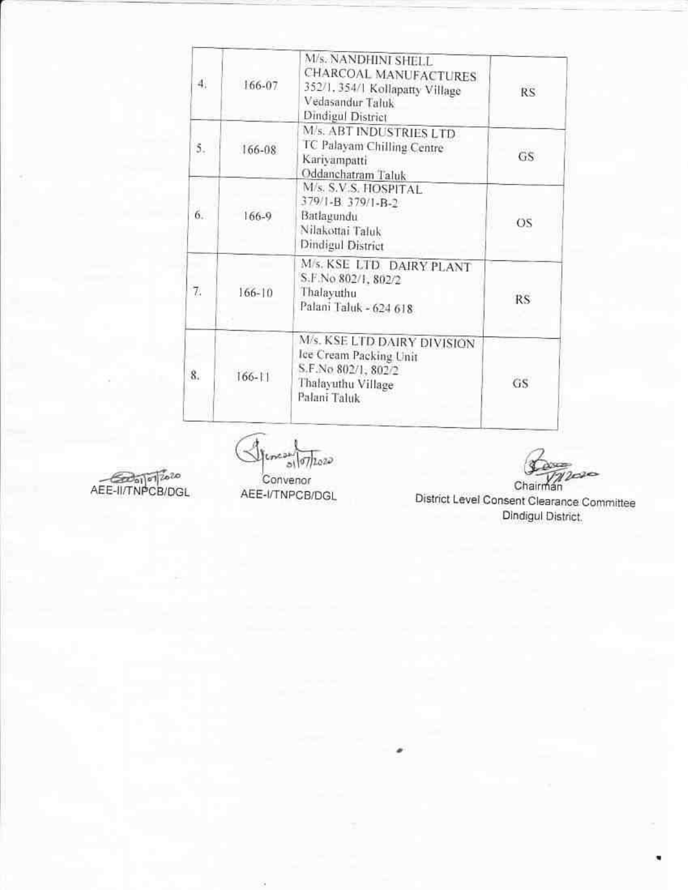| | | | |
|---|---|---|---|
| 4. | 166-07 | M/s. NANDHINI SHELL CHARCOAL MANUFACTURES<br>352/1, 354/1 Kollapatty Village<br>Vedasandur Taluk<br>Dindigul District | RS |
| 5. | 166-08 | M/s. ABT INDUSTRIES LTD<br>TC Palayam Chilling Centre<br>Kariyampatti<br>Oddanchatram Taluk | GS |
| 6. | 166-9 | M/s. S.V.S. HOSPITAL<br>379/1-B 379/1-B-2<br>Batlagundu<br>Nilakottai Taluk<br>Dindigul District | OS |
| 7. | 166-10 | M/s. KSE LTD DAIRY PLANT<br>S.F.No 802/1, 802/2<br>Thalayuthu<br>Palani Taluk - 624 618 | RS |
| 8. | 166-11 | M/s. KSE LTD DAIRY DIVISION<br>Ice Cream Packing Unit<br>S.F.No 802/1, 802/2<br>Thalayuthu Village<br>Palani Taluk | GS |

01/07/2020
AEE-II/TNPCB/DGL

01/07/2020
Convenor
AEE-I/TNPCB/DGL

1/7/2020
Chairman
District Level Consent Clearance Committee
Dindigul District.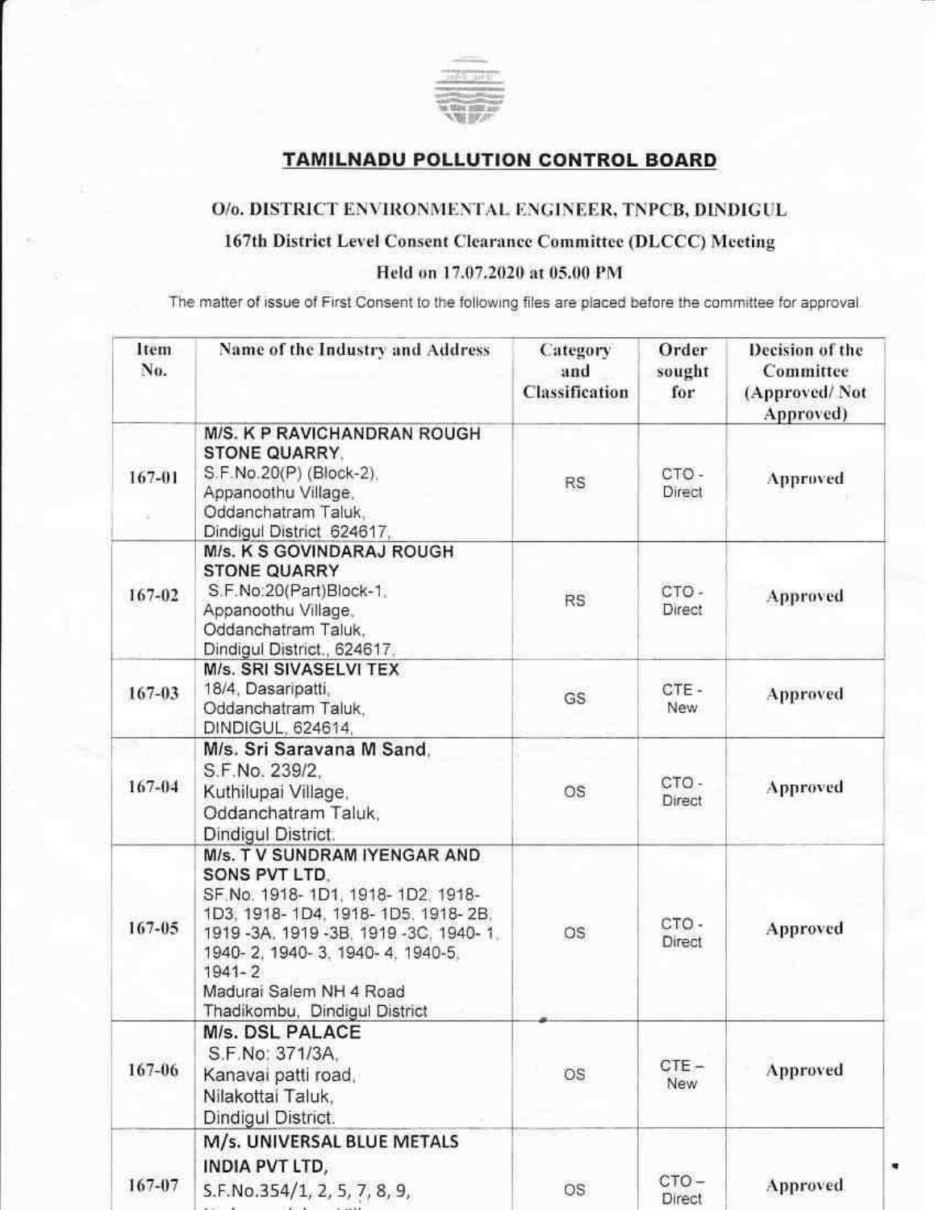## TAMILNADU POLLUTION CONTROL BOARD

### O/o. DISTRICT ENVIRONMENTAL ENGINEER, TNPCB, DINDIGUL

### 167th District Level Consent Clearance Committee (DLCCC) Meeting

### Held on 17.07.2020 at 05.00 PM

The matter of issue of First Consent to the following files are placed before the committee for approval.

| Item No. | Name of the Industry and Address | Category and Classification | Order sought for | Decision of the Committee (Approved/ Not Approved) |
|---|---|---|---|---|
| 167-01 | M/S. K P RAVICHANDRAN ROUGH STONE QUARRY, S.F.No.20(P) (Block-2), Appanoothu Village, Oddanchatram Taluk, Dindigul District 624617, | RS | CTO - Direct | Approved |
| 167-02 | M/s. K S GOVINDARAJ ROUGH STONE QUARRY S.F.No:20(Part)Block-1, Appanoothu Village, Oddanchatram Taluk, Dindigul District., 624617, | RS | CTO - Direct | Approved |
| 167-03 | M/s. SRI SIVASELVI TEX 18/4, Dasaripatti, Oddanchatram Taluk, DINDIGUL, 624614, | GS | CTE - New | Approved |
| 167-04 | M/s. Sri Saravana M Sand, S.F.No. 239/2, Kuthilupai Village, Oddanchatram Taluk, Dindigul District. | OS | CTO - Direct | Approved |
| 167-05 | M/s. T V SUNDRAM IYENGAR AND SONS PVT LTD, SF.No. 1918- 1D1, 1918- 1D2, 1918- 1D3, 1918- 1D4, 1918- 1D5, 1918- 2B, 1919 -3A, 1919 -3B, 1919 -3C, 1940- 1, 1940- 2, 1940- 3, 1940- 4, 1940-5, 1941- 2 Madurai Salem NH 4 Road Thadikombu, Dindigul District | OS | CTO - Direct | Approved |
| 167-06 | M/s. DSL PALACE S.F.No: 371/3A, Kanavai patti road, Nilakottai Taluk, Dindigul District. | OS | CTE – New | Approved |
| 167-07 | M/s. UNIVERSAL BLUE METALS INDIA PVT LTD, S.F.No.354/1, 2, 5, 7, 8, 9, | OS | CTO – Direct | Approved |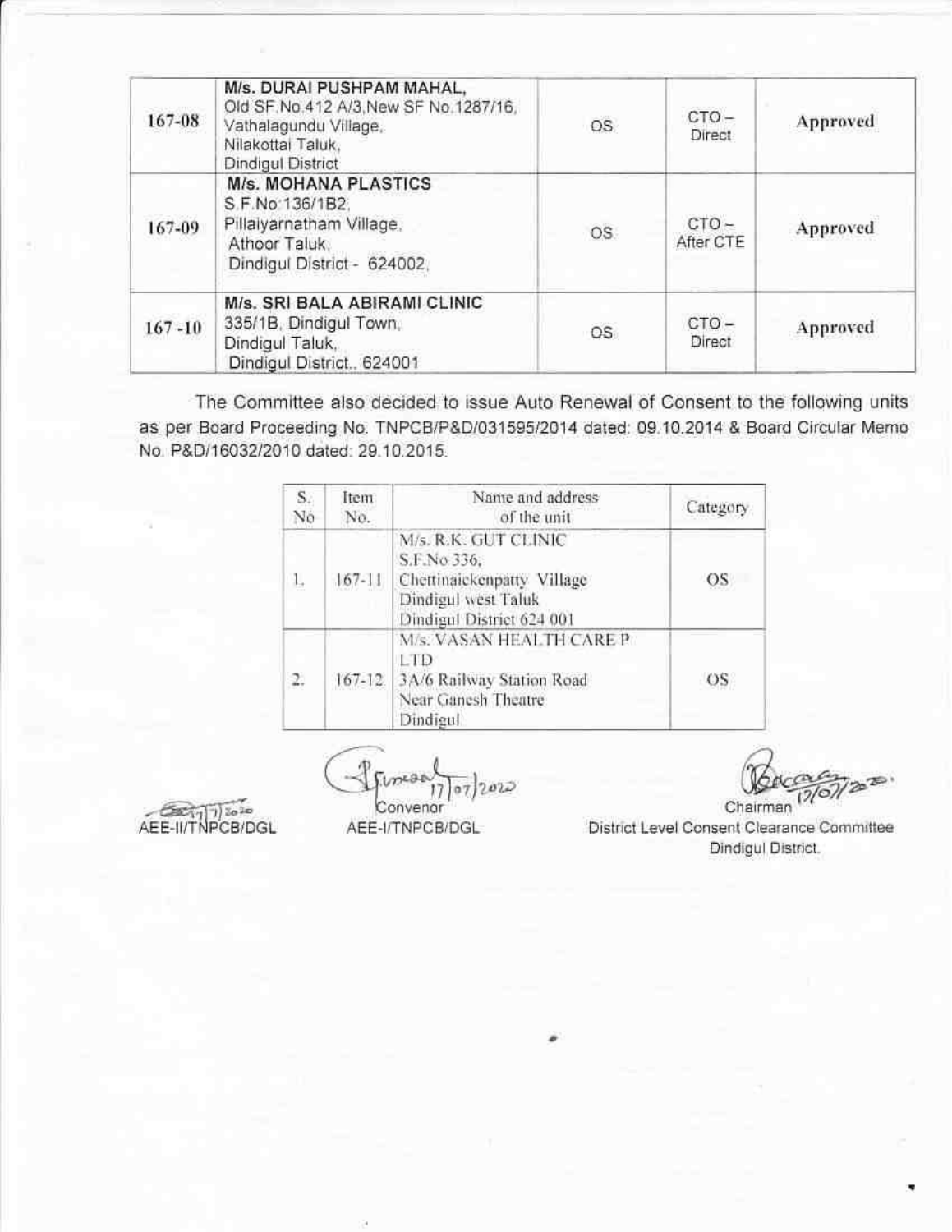| 167-08 | **M/s. DURAI PUSHPAM MAHAL,** Old SF.No.412 A/3,New SF No.1287/16, Vathalagundu Village, Nilakottai Taluk, Dindigul District | OS | CTO – Direct | Approved |
|---|---|---|---|---|
| 167-09 | **M/s. MOHANA PLASTICS** S.F.No 136/1B2, Pillaiyarnatham Village, Athoor Taluk, Dindigul District - 624002, | OS | CTO – After CTE | Approved |
| 167 -10 | **M/s. SRI BALA ABIRAMI CLINIC** 335/1B, Dindigul Town, Dindigul Taluk, Dindigul District., 624001 | OS | CTO – Direct | Approved |

The Committee also decided to issue Auto Renewal of Consent to the following units as per Board Proceeding No. TNPCB/P&D/031595/2014 dated: 09.10.2014 & Board Circular Memo No. P&D/16032/2010 dated: 29.10.2015.

| S. No | Item No. | Name and address of the unit | Category |
|---|---|---|---|
| 1. | 167-11 | M/s. R.K. GUT CLINIC S.F.No 336, Chettinaickenpatty Village Dindigul west Taluk Dindigul District 624 001 | OS |
| 2. | 167-12 | M/s. VASAN HEALTH CARE P LTD 3A/6 Railway Station Road Near Ganesh Theatre Dindigul | OS |

17/7/2020
AEE-II/TNPCB/DGL

17/07/2020
Convenor
AEE-I/TNPCB/DGL

17/07/2020
Chairman
District Level Consent Clearance Committee
Dindigul District.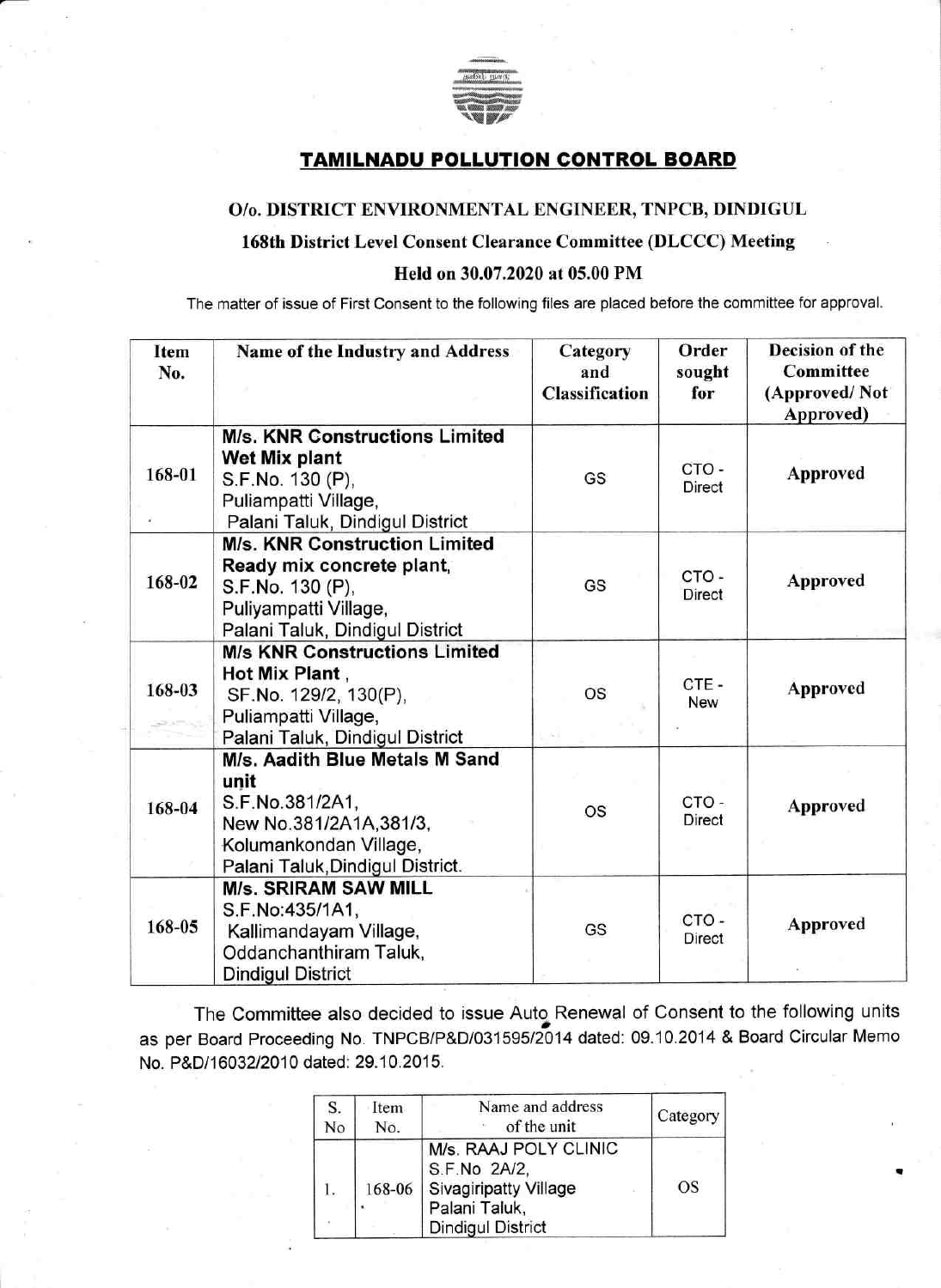## TAMILNADU POLLUTION CONTROL BOARD

### O/o. DISTRICT ENVIRONMENTAL ENGINEER, TNPCB, DINDIGUL

### 168th District Level Consent Clearance Committee (DLCCC) Meeting

### Held on 30.07.2020 at 05.00 PM

The matter of issue of First Consent to the following files are placed before the committee for approval.

| Item No. | Name of the Industry and Address | Category and Classification | Order sought for | Decision of the Committee (Approved/ Not Approved) |
|---|---|---|---|---|
| 168-01 | **M/s. KNR Constructions Limited Wet Mix plant** S.F.No. 130 (P), Puliampatti Village, Palani Taluk, Dindigul District | GS | CTO - Direct | **Approved** |
| 168-02 | **M/s. KNR Construction Limited Ready mix concrete plant,** S.F.No. 130 (P), Puliyampatti Village, Palani Taluk, Dindigul District | GS | CTO - Direct | **Approved** |
| 168-03 | **M/s KNR Constructions Limited Hot Mix Plant ,** SF.No. 129/2, 130(P), Puliampatti Village, Palani Taluk, Dindigul District | OS | CTE - New | **Approved** |
| 168-04 | **M/s. Aadith Blue Metals M Sand unit** S.F.No.381/2A1, New No.381/2A1A,381/3, Kolumankondan Village, Palani Taluk,Dindigul District. | OS | CTO - Direct | **Approved** |
| 168-05 | **M/s. SRIRAM SAW MILL** S.F.No:435/1A1, Kallimandayam Village, Oddanchanthiram Taluk, Dindigul District | GS | CTO - Direct | **Approved** |

The Committee also decided to issue Auto Renewal of Consent to the following units as per Board Proceeding No. TNPCB/P&D/031595/2014 dated: 09.10.2014 & Board Circular Memo No. P&D/16032/2010 dated: 29.10.2015.

| S. No | Item No. | Name and address of the unit | Category |
|---|---|---|---|
| 1. | 168-06 | M/s. RAAJ POLY CLINIC S.F.No 2A/2, Sivagiripatty Village Palani Taluk, Dindigul District | OS |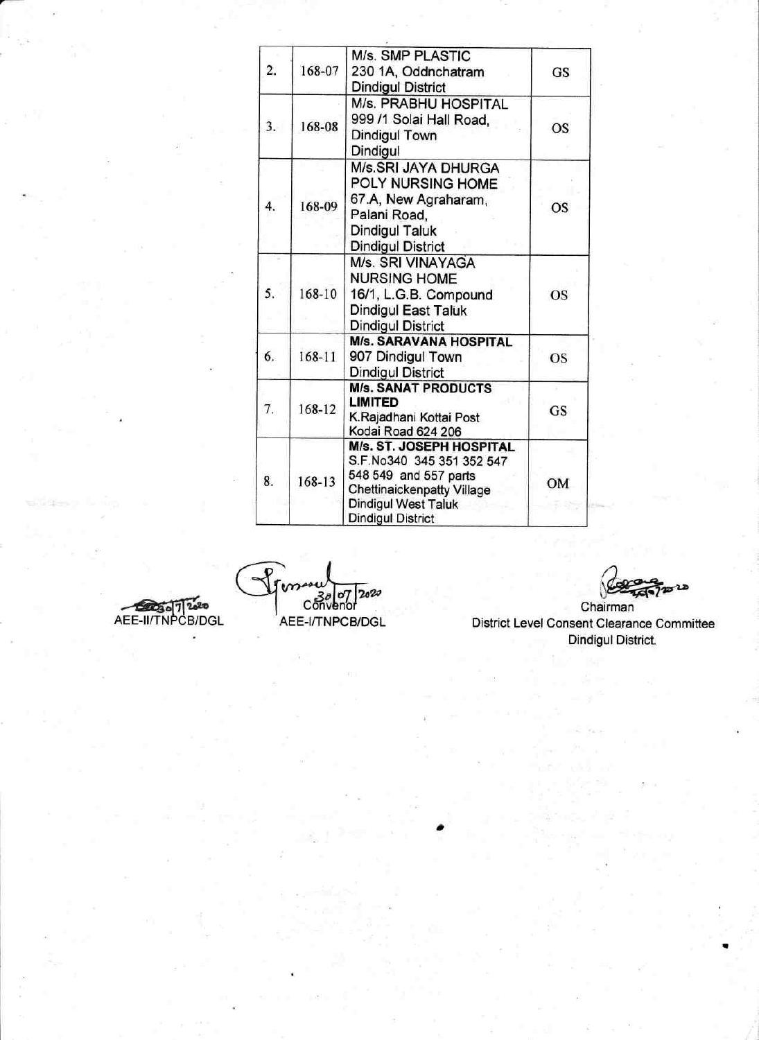| | | | |
|---|---|---|---|
| 2. | 168-07 | M/s. SMP PLASTIC<br>230 1A, Oddnchatram<br>Dindigul District | GS |
| 3. | 168-08 | M/s. PRABHU HOSPITAL<br>999 /1 Solai Hall Road,<br>Dindigul Town<br>Dindigul | OS |
| 4. | 168-09 | M/s.SRI JAYA DHURGA POLY NURSING HOME<br>67.A, New Agraharam,<br>Palani Road,<br>Dindigul Taluk<br>Dindigul District | OS |
| 5. | 168-10 | M/s. SRI VINAYAGA NURSING HOME<br>16/1, L.G.B. Compound<br>Dindigul East Taluk<br>Dindigul District | OS |
| 6. | 168-11 | **M/s. SARAVANA HOSPITAL**<br>907 Dindigul Town<br>Dindigul District | OS |
| 7. | 168-12 | **M/s. SANAT PRODUCTS LIMITED**<br>K.Rajadhani Kottai Post<br>Kodai Road 624 206 | GS |
| 8. | 168-13 | **M/s. ST. JOSEPH HOSPITAL**<br>S.F.No340 345 351 352 547 548 549 and 557 parts<br>Chettinaickenpatty Village<br>Dindigul West Taluk<br>Dindigul District | OM |

30/7/2020
AEE-II/TNPCB/DGL

30/07/2020
Convenor
AEE-I/TNPCB/DGL

Chairman
District Level Consent Clearance Committee
Dindigul District.